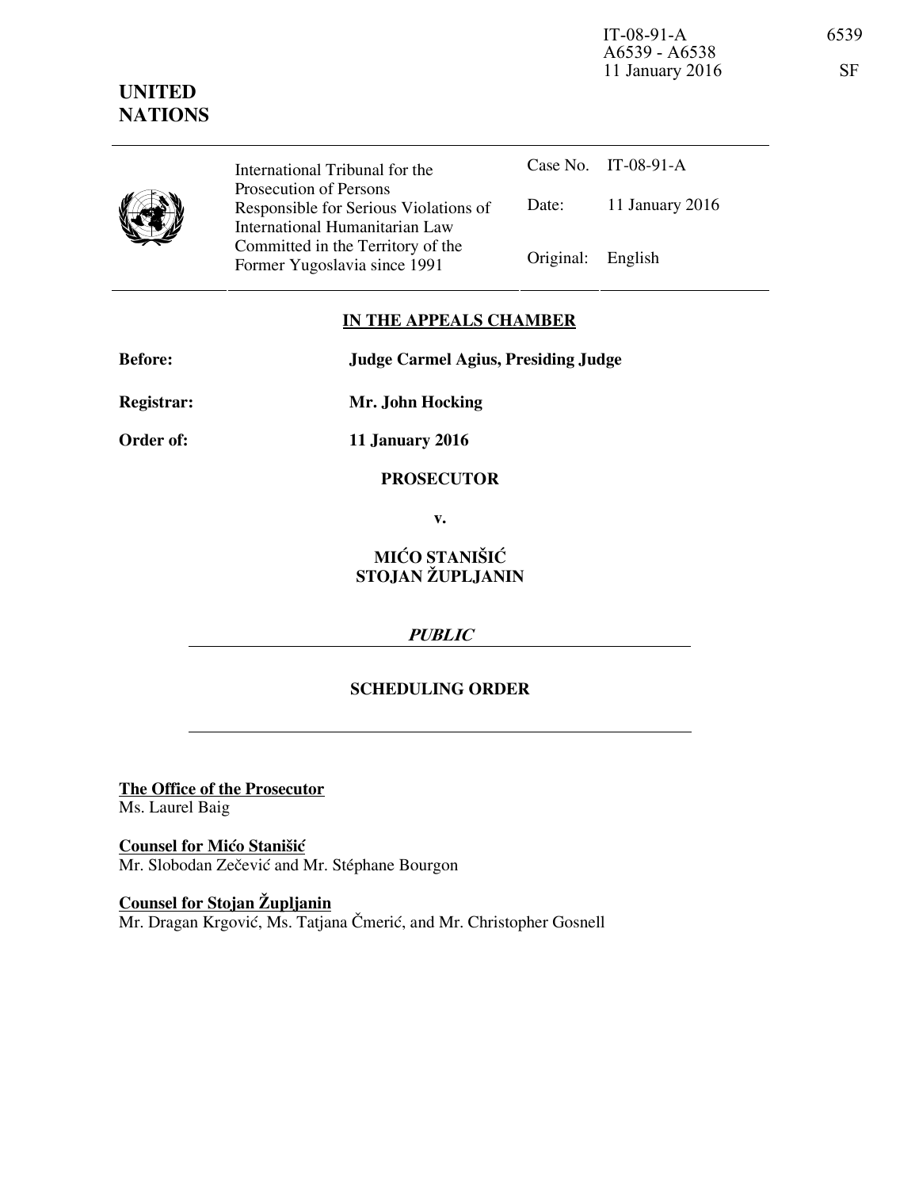IT-08-91-A 6539
A6539 - A6538
11 January 2016 SF

**UNITED NATIONS**

| International Tribunal for the Prosecution of Persons Responsible for Serious Violations of International Humanitarian Law Committed in the Territory of the Former Yugoslavia since 1991 | Case No. | IT-08-91-A |
| --- | --- | --- |
| | Date: | 11 January 2016 |
| | Original: | English |

**IN THE APPEALS CHAMBER**

**Before:** **Judge Carmel Agius, Presiding Judge**

**Registrar:** **Mr. John Hocking**

**Order of:** **11 January 2016**

**PROSECUTOR**

**v.**

**MIĆO STANIŠIĆ**
**STOJAN ŽUPLJANIN**

***PUBLIC***

**SCHEDULING ORDER**

**The Office of the Prosecutor**
Ms. Laurel Baig

**Counsel for Mićo Stanišić**
Mr. Slobodan Zečević and Mr. Stéphane Bourgon

**Counsel for Stojan Župljanin**
Mr. Dragan Krgović, Ms. Tatjana Čmerić, and Mr. Christopher Gosnell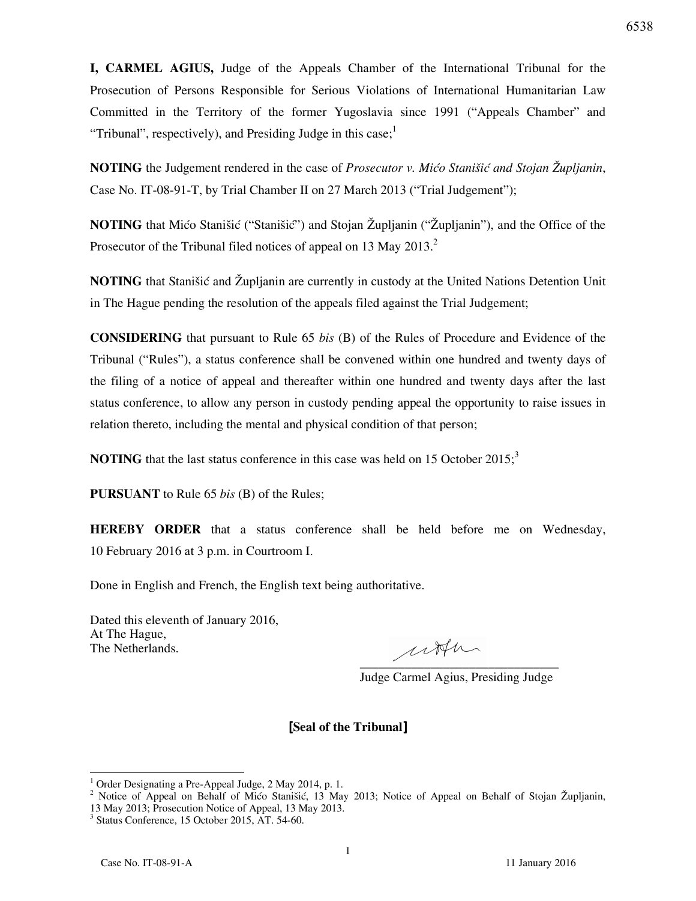**I, CARMEL AGIUS,** Judge of the Appeals Chamber of the International Tribunal for the Prosecution of Persons Responsible for Serious Violations of International Humanitarian Law Committed in the Territory of the former Yugoslavia since 1991 ("Appeals Chamber" and "Tribunal", respectively), and Presiding Judge in this case;[1]

**NOTING** the Judgement rendered in the case of *Prosecutor v. Mićo Stanišić and Stojan Župljanin*, Case No. IT-08-91-T, by Trial Chamber II on 27 March 2013 ("Trial Judgement");

**NOTING** that Mićo Stanišić ("Stanišić") and Stojan Župljanin ("Župljanin"), and the Office of the Prosecutor of the Tribunal filed notices of appeal on 13 May 2013.[2]

**NOTING** that Stanišić and Župljanin are currently in custody at the United Nations Detention Unit in The Hague pending the resolution of the appeals filed against the Trial Judgement;

**CONSIDERING** that pursuant to Rule 65 *bis* (B) of the Rules of Procedure and Evidence of the Tribunal ("Rules"), a status conference shall be convened within one hundred and twenty days of the filing of a notice of appeal and thereafter within one hundred and twenty days after the last status conference, to allow any person in custody pending appeal the opportunity to raise issues in relation thereto, including the mental and physical condition of that person;

**NOTING** that the last status conference in this case was held on 15 October 2015;[3]

**PURSUANT** to Rule 65 *bis* (B) of the Rules;

**HEREBY ORDER** that a status conference shall be held before me on Wednesday, 10 February 2016 at 3 p.m. in Courtroom I.

Done in English and French, the English text being authoritative.

Dated this eleventh of January 2016,
At The Hague,
The Netherlands.

Judge Carmel Agius, Presiding Judge

**[Seal of the Tribunal]**

---

[1] Order Designating a Pre-Appeal Judge, 2 May 2014, p. 1.

[2] Notice of Appeal on Behalf of Mićo Stanišić, 13 May 2013; Notice of Appeal on Behalf of Stojan Župljanin, 13 May 2013; Prosecution Notice of Appeal, 13 May 2013.

[3] Status Conference, 15 October 2015, AT. 54-60.